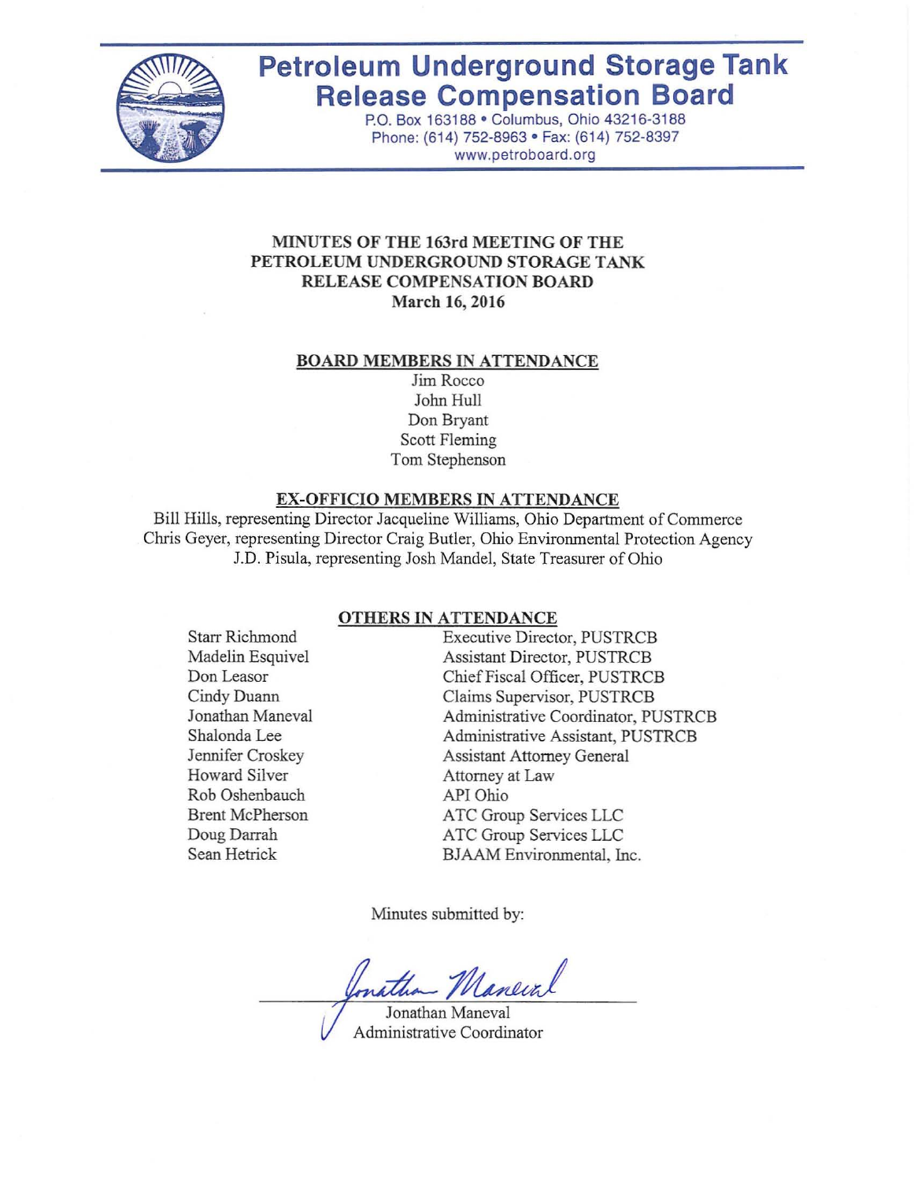# Petroleum Underground Storage Tank Release Compensation Board

P.O. Box 163188 • Columbus, Ohio 43216-3188
Phone: (614) 752-8963 • Fax: (614) 752-8397
www.petroboard.org

## MINUTES OF THE 163rd MEETING OF THE PETROLEUM UNDERGROUND STORAGE TANK RELEASE COMPENSATION BOARD
**March 16, 2016**

### BOARD MEMBERS IN ATTENDANCE

Jim Rocco
John Hull
Don Bryant
Scott Fleming
Tom Stephenson

### EX-OFFICIO MEMBERS IN ATTENDANCE

Bill Hills, representing Director Jacqueline Williams, Ohio Department of Commerce
Chris Geyer, representing Director Craig Butler, Ohio Environmental Protection Agency
J.D. Pisula, representing Josh Mandel, State Treasurer of Ohio

### OTHERS IN ATTENDANCE

| | |
|---|---|
| Starr Richmond | Executive Director, PUSTRCB |
| Madelin Esquivel | Assistant Director, PUSTRCB |
| Don Leasor | Chief Fiscal Officer, PUSTRCB |
| Cindy Duann | Claims Supervisor, PUSTRCB |
| Jonathan Maneval | Administrative Coordinator, PUSTRCB |
| Shalonda Lee | Administrative Assistant, PUSTRCB |
| Jennifer Croskey | Assistant Attorney General |
| Howard Silver | Attorney at Law |
| Rob Oshenbauch | API Ohio |
| Brent McPherson | ATC Group Services LLC |
| Doug Darrah | ATC Group Services LLC |
| Sean Hetrick | BJAAM Environmental, Inc. |

Minutes submitted by:

Jonathan Maneval
Administrative Coordinator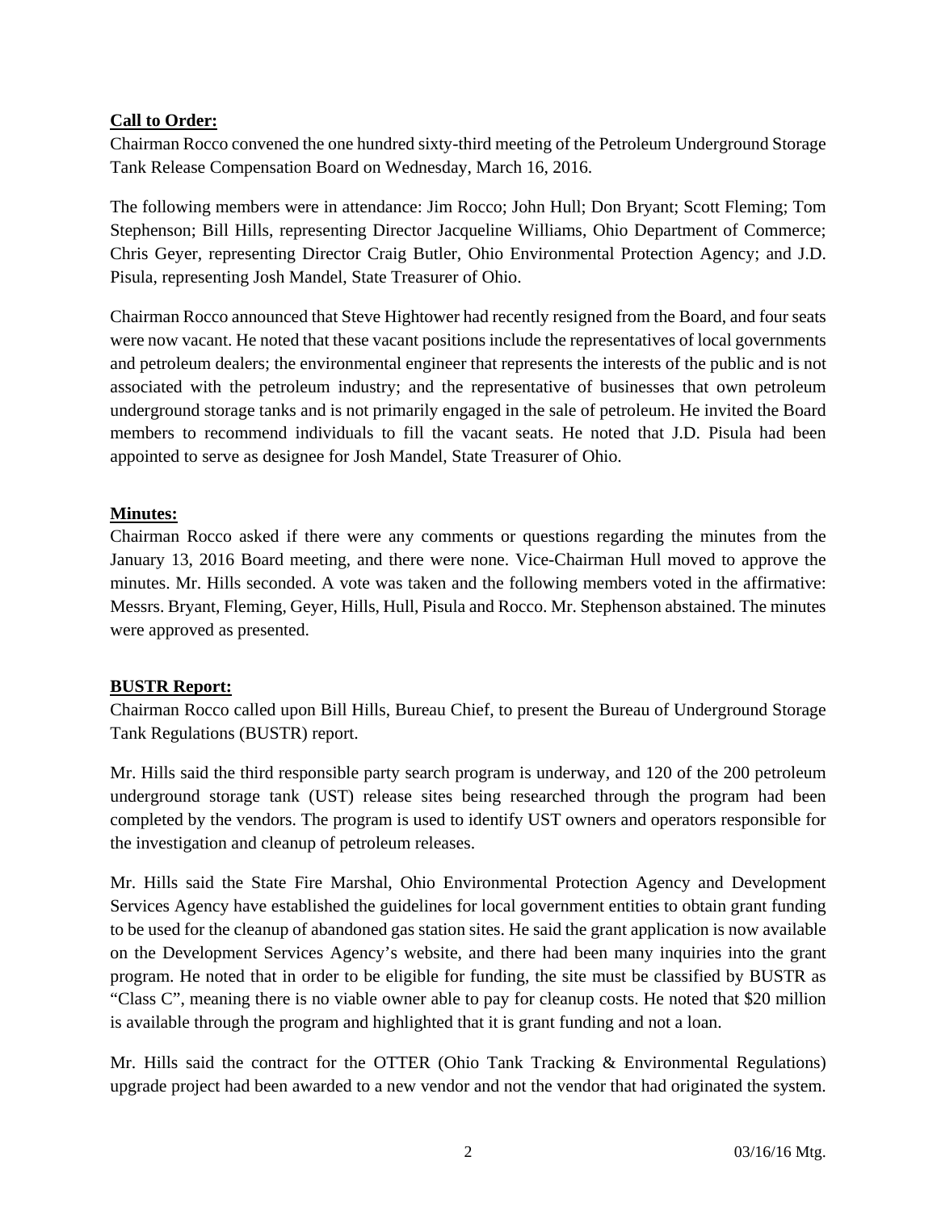**Call to Order:**

Chairman Rocco convened the one hundred sixty-third meeting of the Petroleum Underground Storage Tank Release Compensation Board on Wednesday, March 16, 2016.

The following members were in attendance: Jim Rocco; John Hull; Don Bryant; Scott Fleming; Tom Stephenson; Bill Hills, representing Director Jacqueline Williams, Ohio Department of Commerce; Chris Geyer, representing Director Craig Butler, Ohio Environmental Protection Agency; and J.D. Pisula, representing Josh Mandel, State Treasurer of Ohio.

Chairman Rocco announced that Steve Hightower had recently resigned from the Board, and four seats were now vacant. He noted that these vacant positions include the representatives of local governments and petroleum dealers; the environmental engineer that represents the interests of the public and is not associated with the petroleum industry; and the representative of businesses that own petroleum underground storage tanks and is not primarily engaged in the sale of petroleum. He invited the Board members to recommend individuals to fill the vacant seats. He noted that J.D. Pisula had been appointed to serve as designee for Josh Mandel, State Treasurer of Ohio.

**Minutes:**

Chairman Rocco asked if there were any comments or questions regarding the minutes from the January 13, 2016 Board meeting, and there were none. Vice-Chairman Hull moved to approve the minutes. Mr. Hills seconded. A vote was taken and the following members voted in the affirmative: Messrs. Bryant, Fleming, Geyer, Hills, Hull, Pisula and Rocco. Mr. Stephenson abstained. The minutes were approved as presented.

**BUSTR Report:**

Chairman Rocco called upon Bill Hills, Bureau Chief, to present the Bureau of Underground Storage Tank Regulations (BUSTR) report.

Mr. Hills said the third responsible party search program is underway, and 120 of the 200 petroleum underground storage tank (UST) release sites being researched through the program had been completed by the vendors. The program is used to identify UST owners and operators responsible for the investigation and cleanup of petroleum releases.

Mr. Hills said the State Fire Marshal, Ohio Environmental Protection Agency and Development Services Agency have established the guidelines for local government entities to obtain grant funding to be used for the cleanup of abandoned gas station sites. He said the grant application is now available on the Development Services Agency's website, and there had been many inquiries into the grant program. He noted that in order to be eligible for funding, the site must be classified by BUSTR as "Class C", meaning there is no viable owner able to pay for cleanup costs. He noted that $20 million is available through the program and highlighted that it is grant funding and not a loan.

Mr. Hills said the contract for the OTTER (Ohio Tank Tracking & Environmental Regulations) upgrade project had been awarded to a new vendor and not the vendor that had originated the system.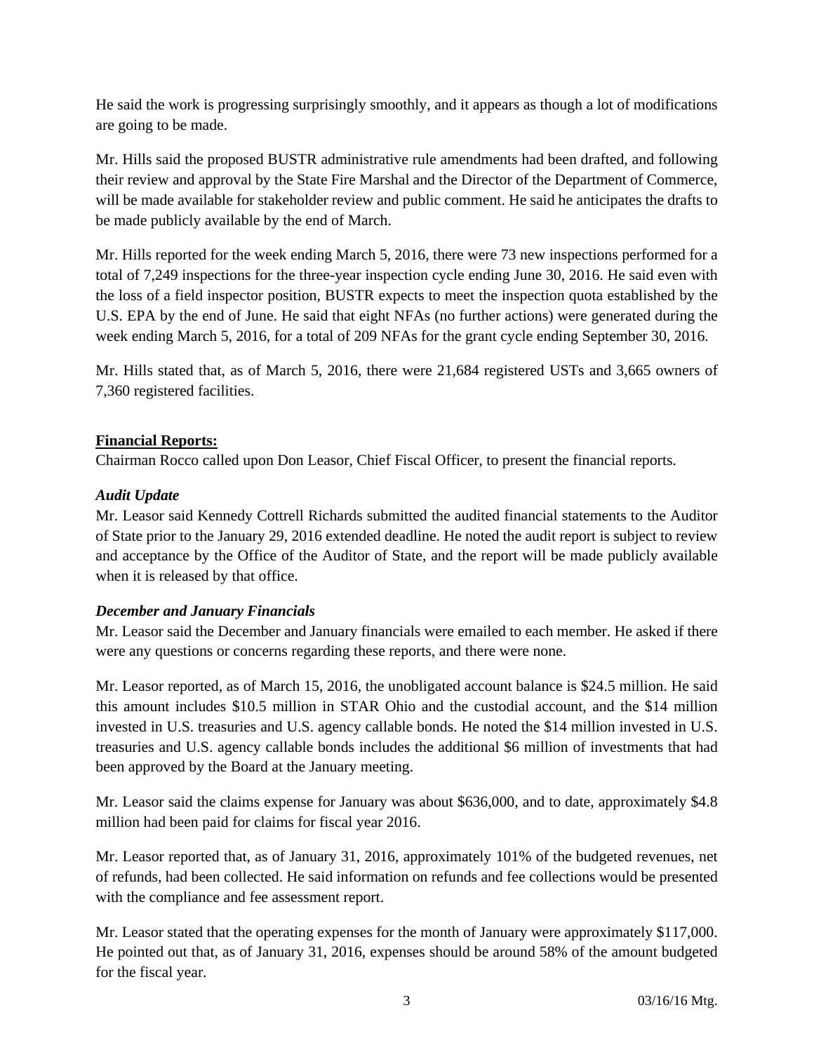He said the work is progressing surprisingly smoothly, and it appears as though a lot of modifications are going to be made.

Mr. Hills said the proposed BUSTR administrative rule amendments had been drafted, and following their review and approval by the State Fire Marshal and the Director of the Department of Commerce, will be made available for stakeholder review and public comment. He said he anticipates the drafts to be made publicly available by the end of March.

Mr. Hills reported for the week ending March 5, 2016, there were 73 new inspections performed for a total of 7,249 inspections for the three-year inspection cycle ending June 30, 2016. He said even with the loss of a field inspector position, BUSTR expects to meet the inspection quota established by the U.S. EPA by the end of June. He said that eight NFAs (no further actions) were generated during the week ending March 5, 2016, for a total of 209 NFAs for the grant cycle ending September 30, 2016.

Mr. Hills stated that, as of March 5, 2016, there were 21,684 registered USTs and 3,665 owners of 7,360 registered facilities.

**Financial Reports:**

Chairman Rocco called upon Don Leasor, Chief Fiscal Officer, to present the financial reports.

***Audit Update***

Mr. Leasor said Kennedy Cottrell Richards submitted the audited financial statements to the Auditor of State prior to the January 29, 2016 extended deadline. He noted the audit report is subject to review and acceptance by the Office of the Auditor of State, and the report will be made publicly available when it is released by that office.

***December and January Financials***

Mr. Leasor said the December and January financials were emailed to each member. He asked if there were any questions or concerns regarding these reports, and there were none.

Mr. Leasor reported, as of March 15, 2016, the unobligated account balance is $24.5 million. He said this amount includes $10.5 million in STAR Ohio and the custodial account, and the $14 million invested in U.S. treasuries and U.S. agency callable bonds. He noted the $14 million invested in U.S. treasuries and U.S. agency callable bonds includes the additional $6 million of investments that had been approved by the Board at the January meeting.

Mr. Leasor said the claims expense for January was about $636,000, and to date, approximately $4.8 million had been paid for claims for fiscal year 2016.

Mr. Leasor reported that, as of January 31, 2016, approximately 101% of the budgeted revenues, net of refunds, had been collected. He said information on refunds and fee collections would be presented with the compliance and fee assessment report.

Mr. Leasor stated that the operating expenses for the month of January were approximately $117,000. He pointed out that, as of January 31, 2016, expenses should be around 58% of the amount budgeted for the fiscal year.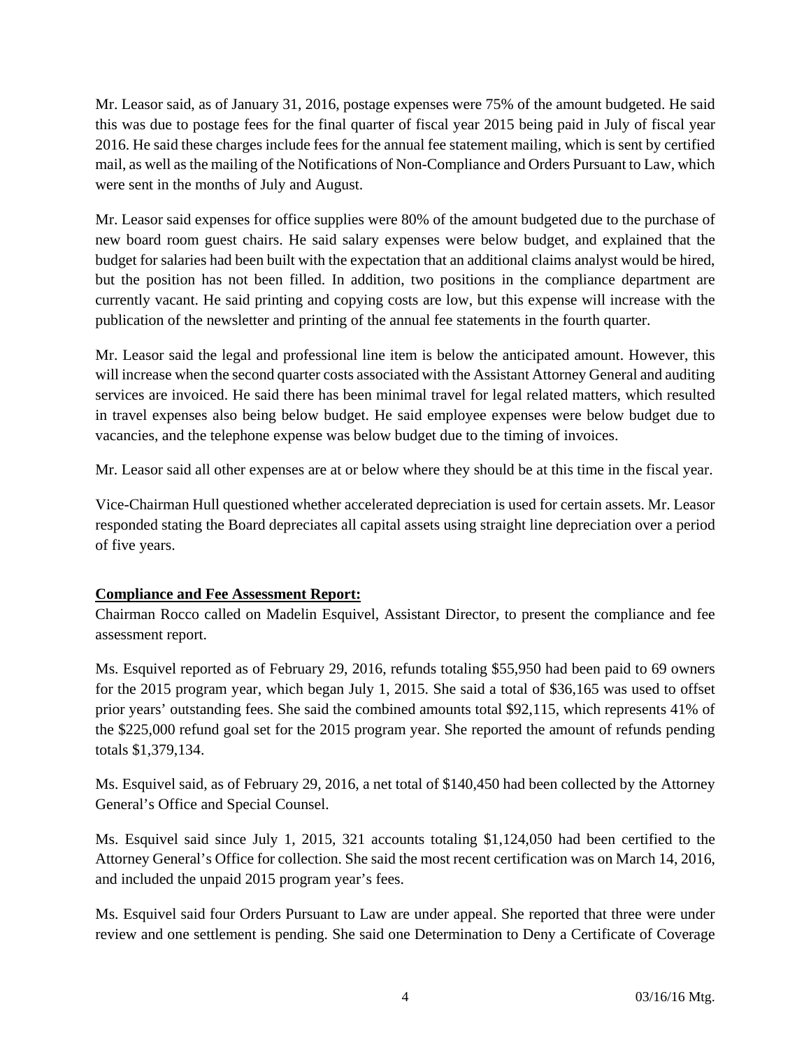Mr. Leasor said, as of January 31, 2016, postage expenses were 75% of the amount budgeted. He said this was due to postage fees for the final quarter of fiscal year 2015 being paid in July of fiscal year 2016. He said these charges include fees for the annual fee statement mailing, which is sent by certified mail, as well as the mailing of the Notifications of Non-Compliance and Orders Pursuant to Law, which were sent in the months of July and August.

Mr. Leasor said expenses for office supplies were 80% of the amount budgeted due to the purchase of new board room guest chairs. He said salary expenses were below budget, and explained that the budget for salaries had been built with the expectation that an additional claims analyst would be hired, but the position has not been filled. In addition, two positions in the compliance department are currently vacant. He said printing and copying costs are low, but this expense will increase with the publication of the newsletter and printing of the annual fee statements in the fourth quarter.

Mr. Leasor said the legal and professional line item is below the anticipated amount. However, this will increase when the second quarter costs associated with the Assistant Attorney General and auditing services are invoiced. He said there has been minimal travel for legal related matters, which resulted in travel expenses also being below budget. He said employee expenses were below budget due to vacancies, and the telephone expense was below budget due to the timing of invoices.

Mr. Leasor said all other expenses are at or below where they should be at this time in the fiscal year.

Vice-Chairman Hull questioned whether accelerated depreciation is used for certain assets. Mr. Leasor responded stating the Board depreciates all capital assets using straight line depreciation over a period of five years.

**Compliance and Fee Assessment Report:**

Chairman Rocco called on Madelin Esquivel, Assistant Director, to present the compliance and fee assessment report.

Ms. Esquivel reported as of February 29, 2016, refunds totaling $55,950 had been paid to 69 owners for the 2015 program year, which began July 1, 2015. She said a total of $36,165 was used to offset prior years' outstanding fees. She said the combined amounts total $92,115, which represents 41% of the $225,000 refund goal set for the 2015 program year. She reported the amount of refunds pending totals $1,379,134.

Ms. Esquivel said, as of February 29, 2016, a net total of $140,450 had been collected by the Attorney General's Office and Special Counsel.

Ms. Esquivel said since July 1, 2015, 321 accounts totaling $1,124,050 had been certified to the Attorney General's Office for collection. She said the most recent certification was on March 14, 2016, and included the unpaid 2015 program year's fees.

Ms. Esquivel said four Orders Pursuant to Law are under appeal. She reported that three were under review and one settlement is pending. She said one Determination to Deny a Certificate of Coverage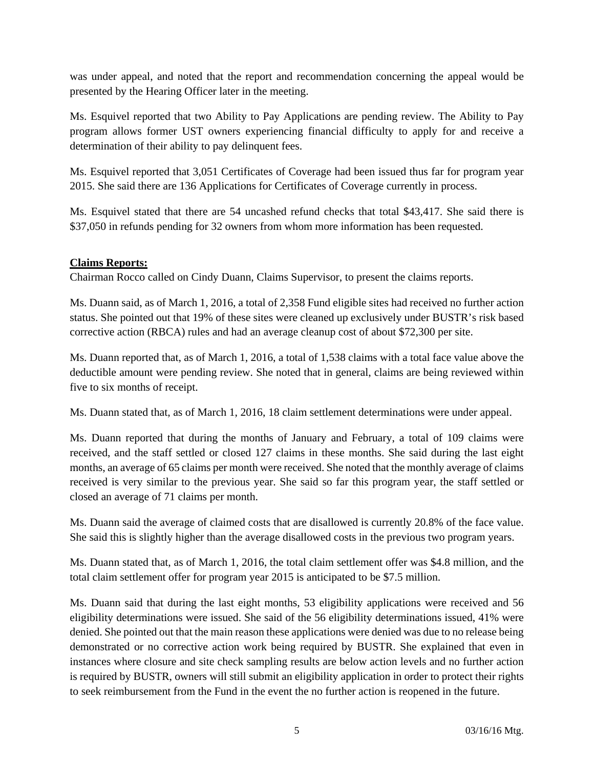was under appeal, and noted that the report and recommendation concerning the appeal would be presented by the Hearing Officer later in the meeting.

Ms. Esquivel reported that two Ability to Pay Applications are pending review. The Ability to Pay program allows former UST owners experiencing financial difficulty to apply for and receive a determination of their ability to pay delinquent fees.

Ms. Esquivel reported that 3,051 Certificates of Coverage had been issued thus far for program year 2015. She said there are 136 Applications for Certificates of Coverage currently in process.

Ms. Esquivel stated that there are 54 uncashed refund checks that total $43,417. She said there is $37,050 in refunds pending for 32 owners from whom more information has been requested.

**Claims Reports:**

Chairman Rocco called on Cindy Duann, Claims Supervisor, to present the claims reports.

Ms. Duann said, as of March 1, 2016, a total of 2,358 Fund eligible sites had received no further action status. She pointed out that 19% of these sites were cleaned up exclusively under BUSTR's risk based corrective action (RBCA) rules and had an average cleanup cost of about $72,300 per site.

Ms. Duann reported that, as of March 1, 2016, a total of 1,538 claims with a total face value above the deductible amount were pending review. She noted that in general, claims are being reviewed within five to six months of receipt.

Ms. Duann stated that, as of March 1, 2016, 18 claim settlement determinations were under appeal.

Ms. Duann reported that during the months of January and February, a total of 109 claims were received, and the staff settled or closed 127 claims in these months. She said during the last eight months, an average of 65 claims per month were received. She noted that the monthly average of claims received is very similar to the previous year. She said so far this program year, the staff settled or closed an average of 71 claims per month.

Ms. Duann said the average of claimed costs that are disallowed is currently 20.8% of the face value. She said this is slightly higher than the average disallowed costs in the previous two program years.

Ms. Duann stated that, as of March 1, 2016, the total claim settlement offer was $4.8 million, and the total claim settlement offer for program year 2015 is anticipated to be $7.5 million.

Ms. Duann said that during the last eight months, 53 eligibility applications were received and 56 eligibility determinations were issued. She said of the 56 eligibility determinations issued, 41% were denied. She pointed out that the main reason these applications were denied was due to no release being demonstrated or no corrective action work being required by BUSTR. She explained that even in instances where closure and site check sampling results are below action levels and no further action is required by BUSTR, owners will still submit an eligibility application in order to protect their rights to seek reimbursement from the Fund in the event the no further action is reopened in the future.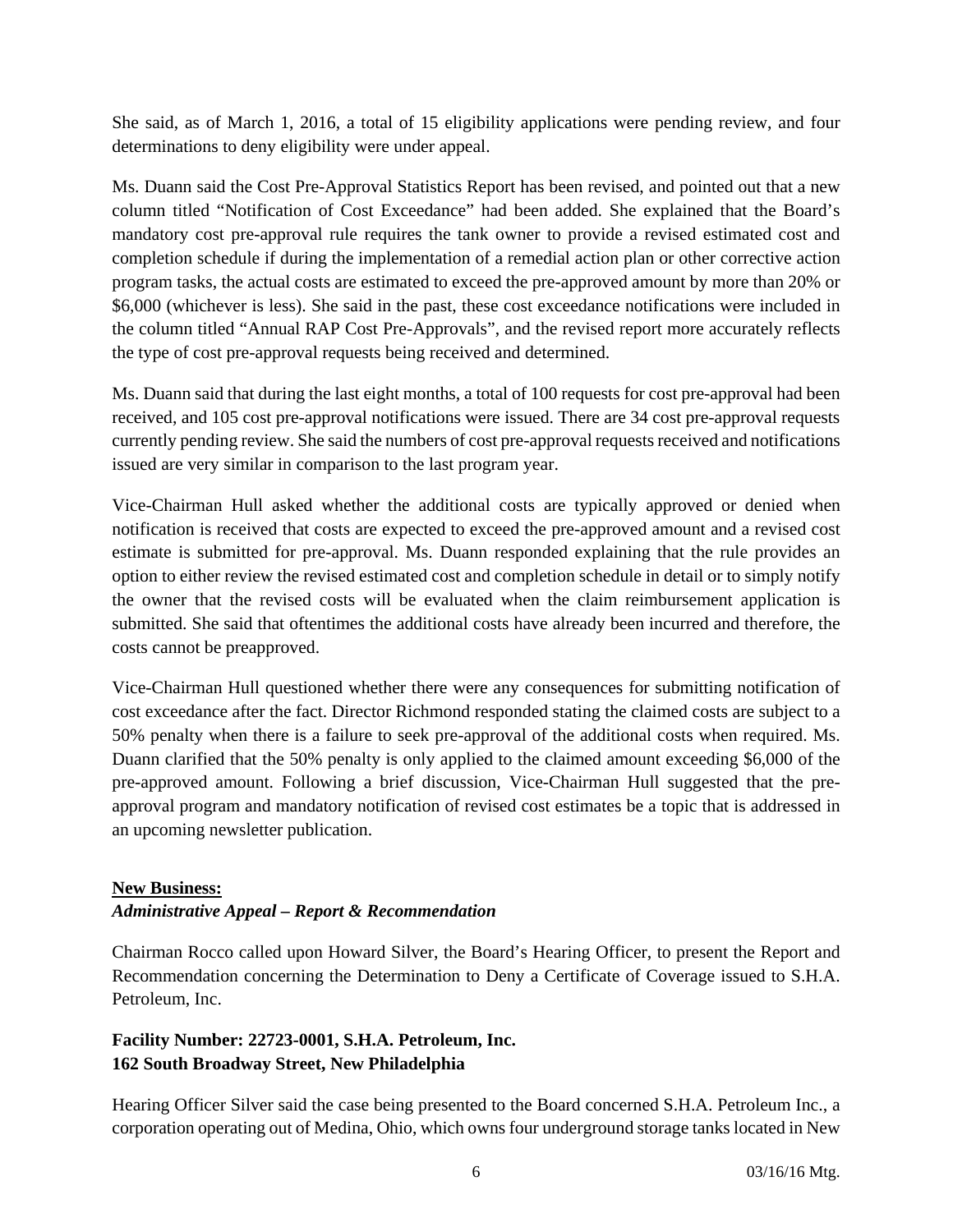She said, as of March 1, 2016, a total of 15 eligibility applications were pending review, and four determinations to deny eligibility were under appeal.

Ms. Duann said the Cost Pre-Approval Statistics Report has been revised, and pointed out that a new column titled "Notification of Cost Exceedance" had been added. She explained that the Board's mandatory cost pre-approval rule requires the tank owner to provide a revised estimated cost and completion schedule if during the implementation of a remedial action plan or other corrective action program tasks, the actual costs are estimated to exceed the pre-approved amount by more than 20% or $6,000 (whichever is less). She said in the past, these cost exceedance notifications were included in the column titled "Annual RAP Cost Pre-Approvals", and the revised report more accurately reflects the type of cost pre-approval requests being received and determined.

Ms. Duann said that during the last eight months, a total of 100 requests for cost pre-approval had been received, and 105 cost pre-approval notifications were issued. There are 34 cost pre-approval requests currently pending review. She said the numbers of cost pre-approval requests received and notifications issued are very similar in comparison to the last program year.

Vice-Chairman Hull asked whether the additional costs are typically approved or denied when notification is received that costs are expected to exceed the pre-approved amount and a revised cost estimate is submitted for pre-approval. Ms. Duann responded explaining that the rule provides an option to either review the revised estimated cost and completion schedule in detail or to simply notify the owner that the revised costs will be evaluated when the claim reimbursement application is submitted. She said that oftentimes the additional costs have already been incurred and therefore, the costs cannot be preapproved.

Vice-Chairman Hull questioned whether there were any consequences for submitting notification of cost exceedance after the fact. Director Richmond responded stating the claimed costs are subject to a 50% penalty when there is a failure to seek pre-approval of the additional costs when required. Ms. Duann clarified that the 50% penalty is only applied to the claimed amount exceeding $6,000 of the pre-approved amount. Following a brief discussion, Vice-Chairman Hull suggested that the pre-approval program and mandatory notification of revised cost estimates be a topic that is addressed in an upcoming newsletter publication.

**New Business:**

***Administrative Appeal – Report & Recommendation***

Chairman Rocco called upon Howard Silver, the Board's Hearing Officer, to present the Report and Recommendation concerning the Determination to Deny a Certificate of Coverage issued to S.H.A. Petroleum, Inc.

**Facility Number: 22723-0001, S.H.A. Petroleum, Inc.**
**162 South Broadway Street, New Philadelphia**

Hearing Officer Silver said the case being presented to the Board concerned S.H.A. Petroleum Inc., a corporation operating out of Medina, Ohio, which owns four underground storage tanks located in New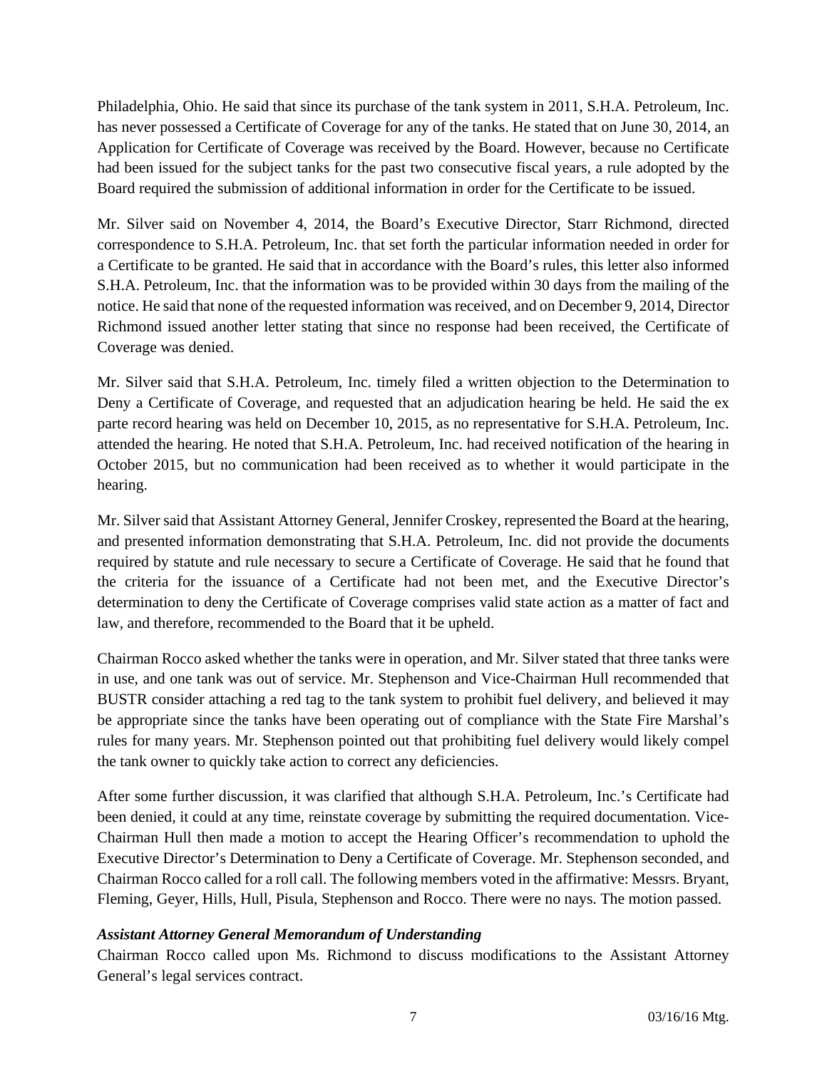Philadelphia, Ohio. He said that since its purchase of the tank system in 2011, S.H.A. Petroleum, Inc. has never possessed a Certificate of Coverage for any of the tanks. He stated that on June 30, 2014, an Application for Certificate of Coverage was received by the Board. However, because no Certificate had been issued for the subject tanks for the past two consecutive fiscal years, a rule adopted by the Board required the submission of additional information in order for the Certificate to be issued.

Mr. Silver said on November 4, 2014, the Board's Executive Director, Starr Richmond, directed correspondence to S.H.A. Petroleum, Inc. that set forth the particular information needed in order for a Certificate to be granted. He said that in accordance with the Board's rules, this letter also informed S.H.A. Petroleum, Inc. that the information was to be provided within 30 days from the mailing of the notice. He said that none of the requested information was received, and on December 9, 2014, Director Richmond issued another letter stating that since no response had been received, the Certificate of Coverage was denied.

Mr. Silver said that S.H.A. Petroleum, Inc. timely filed a written objection to the Determination to Deny a Certificate of Coverage, and requested that an adjudication hearing be held. He said the ex parte record hearing was held on December 10, 2015, as no representative for S.H.A. Petroleum, Inc. attended the hearing. He noted that S.H.A. Petroleum, Inc. had received notification of the hearing in October 2015, but no communication had been received as to whether it would participate in the hearing.

Mr. Silver said that Assistant Attorney General, Jennifer Croskey, represented the Board at the hearing, and presented information demonstrating that S.H.A. Petroleum, Inc. did not provide the documents required by statute and rule necessary to secure a Certificate of Coverage. He said that he found that the criteria for the issuance of a Certificate had not been met, and the Executive Director's determination to deny the Certificate of Coverage comprises valid state action as a matter of fact and law, and therefore, recommended to the Board that it be upheld.

Chairman Rocco asked whether the tanks were in operation, and Mr. Silver stated that three tanks were in use, and one tank was out of service. Mr. Stephenson and Vice-Chairman Hull recommended that BUSTR consider attaching a red tag to the tank system to prohibit fuel delivery, and believed it may be appropriate since the tanks have been operating out of compliance with the State Fire Marshal's rules for many years. Mr. Stephenson pointed out that prohibiting fuel delivery would likely compel the tank owner to quickly take action to correct any deficiencies.

After some further discussion, it was clarified that although S.H.A. Petroleum, Inc.'s Certificate had been denied, it could at any time, reinstate coverage by submitting the required documentation. Vice-Chairman Hull then made a motion to accept the Hearing Officer's recommendation to uphold the Executive Director's Determination to Deny a Certificate of Coverage. Mr. Stephenson seconded, and Chairman Rocco called for a roll call. The following members voted in the affirmative: Messrs. Bryant, Fleming, Geyer, Hills, Hull, Pisula, Stephenson and Rocco. There were no nays. The motion passed.

***Assistant Attorney General Memorandum of Understanding***

Chairman Rocco called upon Ms. Richmond to discuss modifications to the Assistant Attorney General's legal services contract.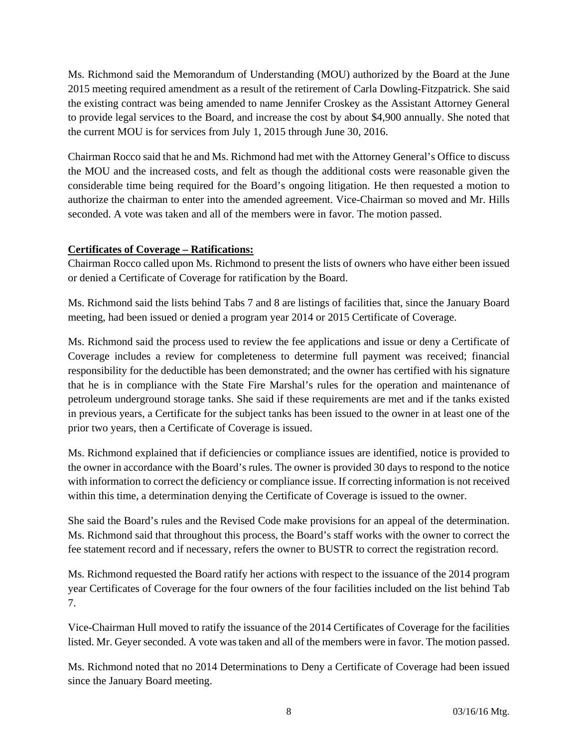Ms. Richmond said the Memorandum of Understanding (MOU) authorized by the Board at the June 2015 meeting required amendment as a result of the retirement of Carla Dowling-Fitzpatrick. She said the existing contract was being amended to name Jennifer Croskey as the Assistant Attorney General to provide legal services to the Board, and increase the cost by about $4,900 annually. She noted that the current MOU is for services from July 1, 2015 through June 30, 2016.

Chairman Rocco said that he and Ms. Richmond had met with the Attorney General's Office to discuss the MOU and the increased costs, and felt as though the additional costs were reasonable given the considerable time being required for the Board's ongoing litigation. He then requested a motion to authorize the chairman to enter into the amended agreement. Vice-Chairman so moved and Mr. Hills seconded. A vote was taken and all of the members were in favor. The motion passed.

**Certificates of Coverage – Ratifications:**

Chairman Rocco called upon Ms. Richmond to present the lists of owners who have either been issued or denied a Certificate of Coverage for ratification by the Board.

Ms. Richmond said the lists behind Tabs 7 and 8 are listings of facilities that, since the January Board meeting, had been issued or denied a program year 2014 or 2015 Certificate of Coverage.

Ms. Richmond said the process used to review the fee applications and issue or deny a Certificate of Coverage includes a review for completeness to determine full payment was received; financial responsibility for the deductible has been demonstrated; and the owner has certified with his signature that he is in compliance with the State Fire Marshal's rules for the operation and maintenance of petroleum underground storage tanks. She said if these requirements are met and if the tanks existed in previous years, a Certificate for the subject tanks has been issued to the owner in at least one of the prior two years, then a Certificate of Coverage is issued.

Ms. Richmond explained that if deficiencies or compliance issues are identified, notice is provided to the owner in accordance with the Board's rules. The owner is provided 30 days to respond to the notice with information to correct the deficiency or compliance issue. If correcting information is not received within this time, a determination denying the Certificate of Coverage is issued to the owner.

She said the Board's rules and the Revised Code make provisions for an appeal of the determination. Ms. Richmond said that throughout this process, the Board's staff works with the owner to correct the fee statement record and if necessary, refers the owner to BUSTR to correct the registration record.

Ms. Richmond requested the Board ratify her actions with respect to the issuance of the 2014 program year Certificates of Coverage for the four owners of the four facilities included on the list behind Tab 7.

Vice-Chairman Hull moved to ratify the issuance of the 2014 Certificates of Coverage for the facilities listed. Mr. Geyer seconded. A vote was taken and all of the members were in favor. The motion passed.

Ms. Richmond noted that no 2014 Determinations to Deny a Certificate of Coverage had been issued since the January Board meeting.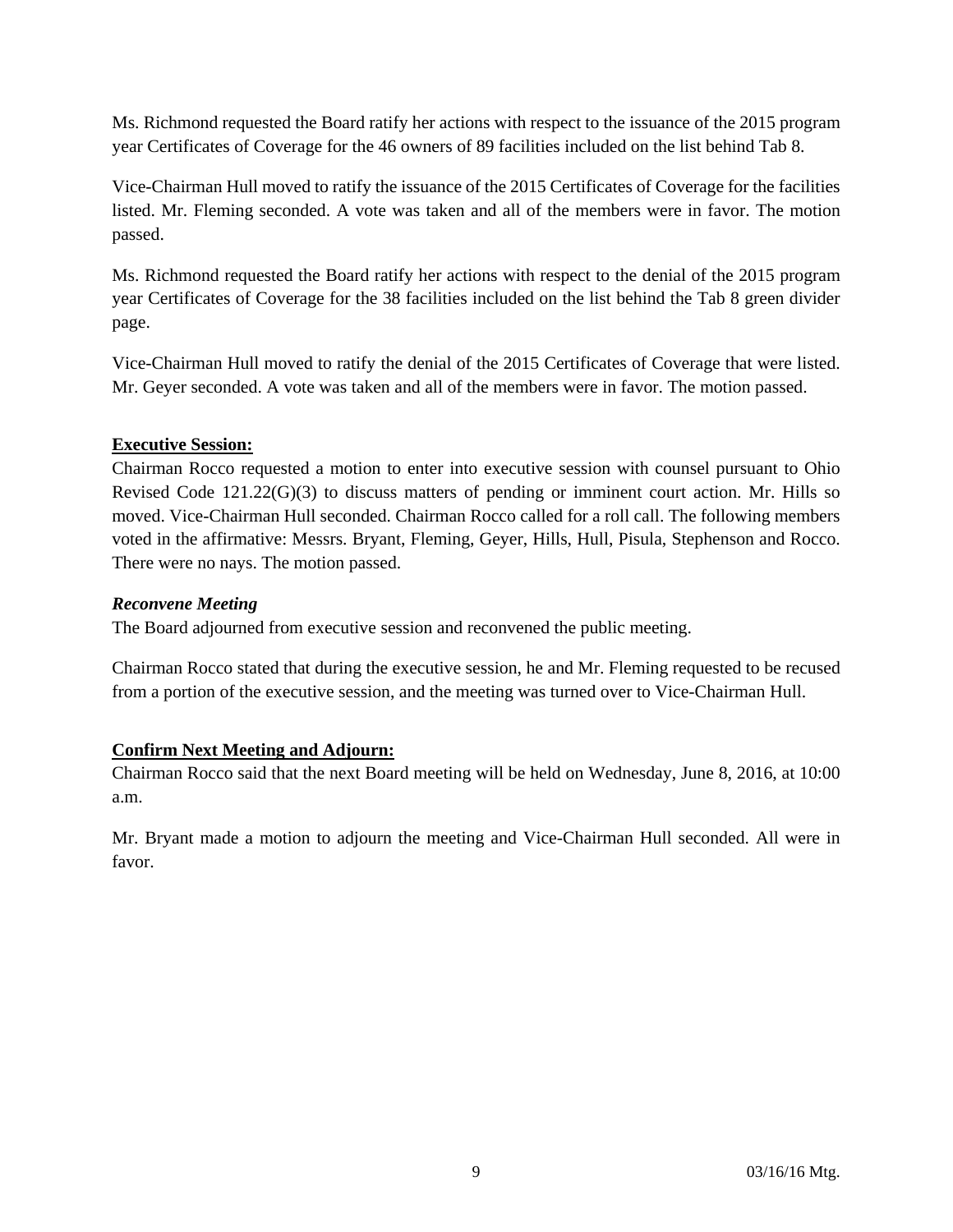Ms. Richmond requested the Board ratify her actions with respect to the issuance of the 2015 program year Certificates of Coverage for the 46 owners of 89 facilities included on the list behind Tab 8.

Vice-Chairman Hull moved to ratify the issuance of the 2015 Certificates of Coverage for the facilities listed. Mr. Fleming seconded. A vote was taken and all of the members were in favor. The motion passed.

Ms. Richmond requested the Board ratify her actions with respect to the denial of the 2015 program year Certificates of Coverage for the 38 facilities included on the list behind the Tab 8 green divider page.

Vice-Chairman Hull moved to ratify the denial of the 2015 Certificates of Coverage that were listed. Mr. Geyer seconded. A vote was taken and all of the members were in favor. The motion passed.

**Executive Session:**

Chairman Rocco requested a motion to enter into executive session with counsel pursuant to Ohio Revised Code 121.22(G)(3) to discuss matters of pending or imminent court action. Mr. Hills so moved. Vice-Chairman Hull seconded. Chairman Rocco called for a roll call. The following members voted in the affirmative: Messrs. Bryant, Fleming, Geyer, Hills, Hull, Pisula, Stephenson and Rocco. There were no nays. The motion passed.

***Reconvene Meeting***

The Board adjourned from executive session and reconvened the public meeting.

Chairman Rocco stated that during the executive session, he and Mr. Fleming requested to be recused from a portion of the executive session, and the meeting was turned over to Vice-Chairman Hull.

**Confirm Next Meeting and Adjourn:**

Chairman Rocco said that the next Board meeting will be held on Wednesday, June 8, 2016, at 10:00 a.m.

Mr. Bryant made a motion to adjourn the meeting and Vice-Chairman Hull seconded. All were in favor.